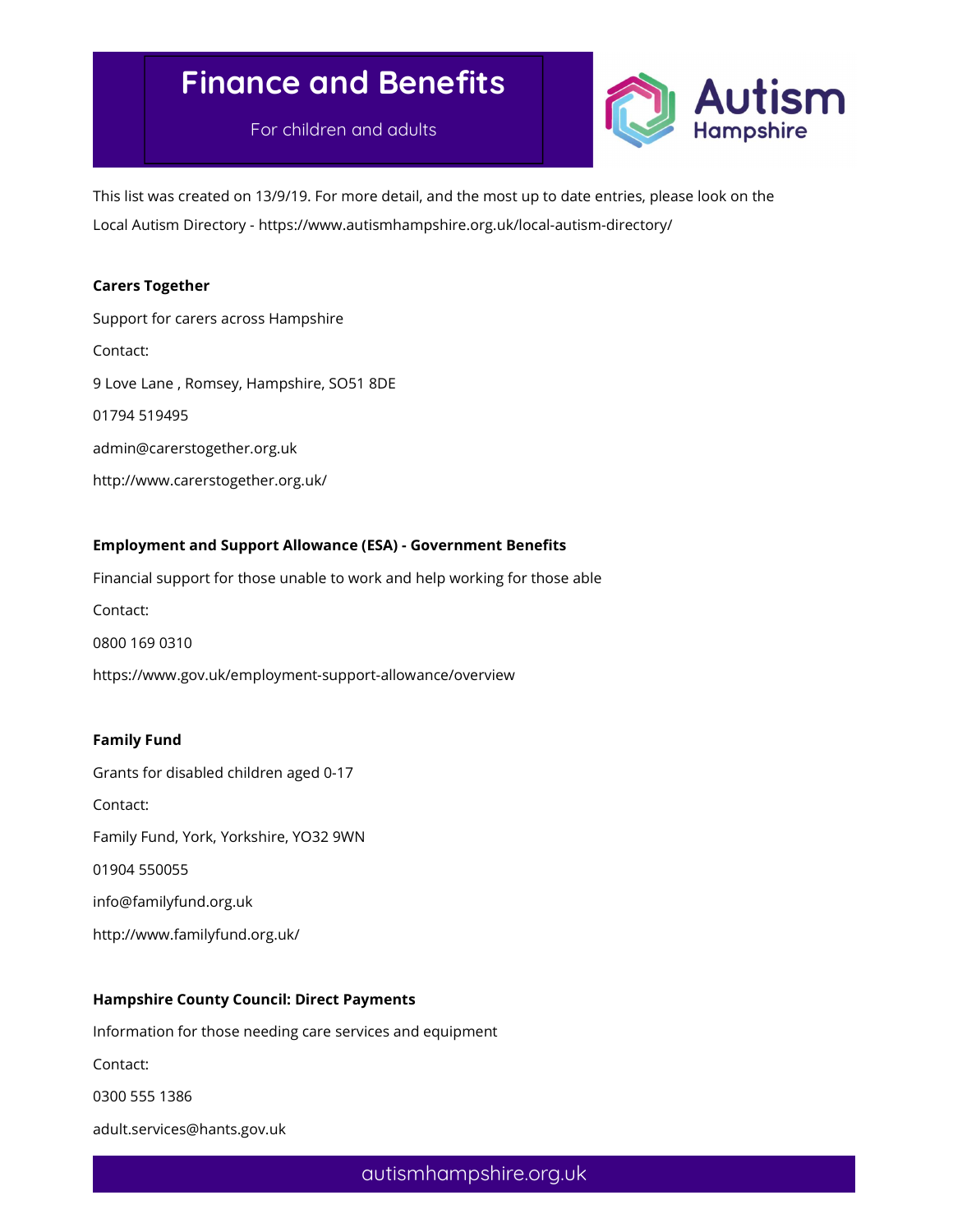# Finance and Benefits

For children and adults

This list was created on 13/9/19. For more detail, and the most up to date entries, please look on the Local Autism Directory - https://www.autismhampshire.org.uk/local-autism-directory/

**Carers Together**

Support for carers across Hampshire

Contact:

9 Love Lane , Romsey, Hampshire, SO51 8DE

01794 519495

admin@carerstogether.org.uk

http://www.carerstogether.org.uk/

**Employment and Support Allowance (ESA) - Government Benefits**

Financial support for those unable to work and help working for those able

Contact:

0800 169 0310

https://www.gov.uk/employment-support-allowance/overview

**Family Fund**

Grants for disabled children aged 0-17

Contact:

Family Fund, York, Yorkshire, YO32 9WN

01904 550055

info@familyfund.org.uk

http://www.familyfund.org.uk/

**Hampshire County Council: Direct Payments**

Information for those needing care services and equipment

Contact:

0300 555 1386

adult.services@hants.gov.uk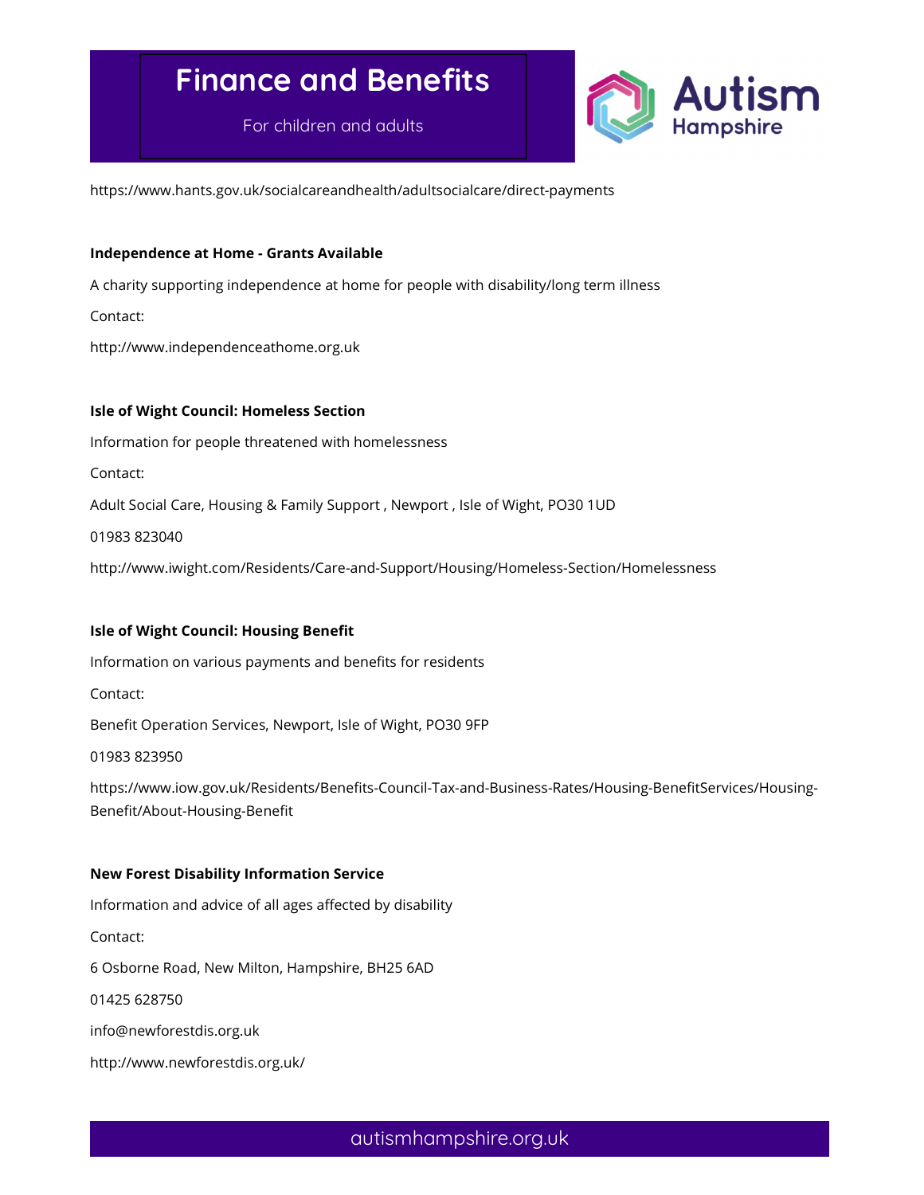https://www.hants.gov.uk/socialcareandhealth/adultsocialcare/direct-payments

**Independence at Home - Grants Available**

A charity supporting independence at home for people with disability/long term illness

Contact:

http://www.independenceathome.org.uk

**Isle of Wight Council: Homeless Section**

Information for people threatened with homelessness

Contact:

Adult Social Care, Housing & Family Support , Newport , Isle of Wight, PO30 1UD

01983 823040

http://www.iwight.com/Residents/Care-and-Support/Housing/Homeless-Section/Homelessness

**Isle of Wight Council: Housing Benefit**

Information on various payments and benefits for residents

Contact:

Benefit Operation Services, Newport, Isle of Wight, PO30 9FP

01983 823950

https://www.iow.gov.uk/Residents/Benefits-Council-Tax-and-Business-Rates/Housing-BenefitServices/Housing-Benefit/About-Housing-Benefit

**New Forest Disability Information Service**

Information and advice of all ages affected by disability

Contact:

6 Osborne Road, New Milton, Hampshire, BH25 6AD

01425 628750

info@newforestdis.org.uk

http://www.newforestdis.org.uk/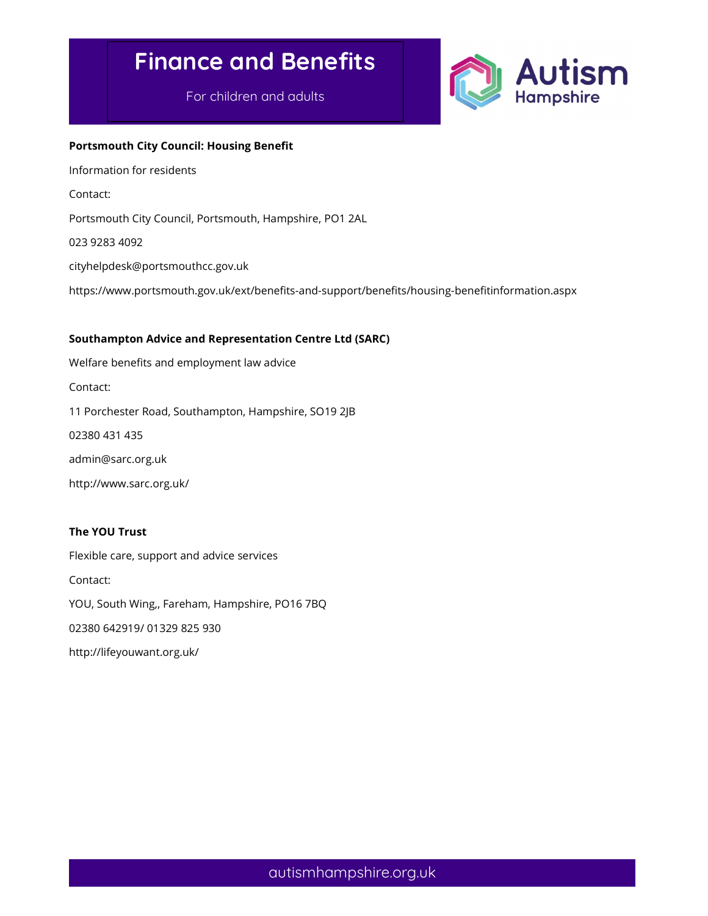**Portsmouth City Council: Housing Benefit**

Information for residents

Contact:

Portsmouth City Council, Portsmouth, Hampshire, PO1 2AL

023 9283 4092

cityhelpdesk@portsmouthcc.gov.uk

https://www.portsmouth.gov.uk/ext/benefits-and-support/benefits/housing-benefitinformation.aspx

**Southampton Advice and Representation Centre Ltd (SARC)**

Welfare benefits and employment law advice

Contact:

11 Porchester Road, Southampton, Hampshire, SO19 2JB

02380 431 435

admin@sarc.org.uk

http://www.sarc.org.uk/

**The YOU Trust**

Flexible care, support and advice services

Contact:

YOU, South Wing,, Fareham, Hampshire, PO16 7BQ

02380 642919/ 01329 825 930

http://lifeyouwant.org.uk/